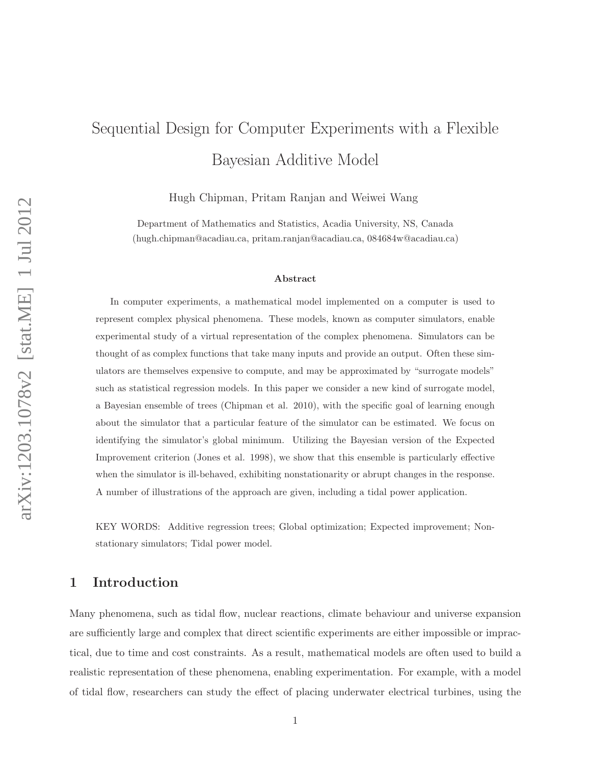# Sequential Design for Computer Experiments with a Flexible Bayesian Additive Model

Hugh Chipman, Pritam Ranjan and Weiwei Wang

Department of Mathematics and Statistics, Acadia University, NS, Canada
(hugh.chipman@acadiau.ca, pritam.ranjan@acadiau.ca, 084684w@acadiau.ca)

### Abstract

In computer experiments, a mathematical model implemented on a computer is used to represent complex physical phenomena. These models, known as computer simulators, enable experimental study of a virtual representation of the complex phenomena. Simulators can be thought of as complex functions that take many inputs and provide an output. Often these simulators are themselves expensive to compute, and may be approximated by "surrogate models" such as statistical regression models. In this paper we consider a new kind of surrogate model, a Bayesian ensemble of trees (Chipman et al. 2010), with the specific goal of learning enough about the simulator that a particular feature of the simulator can be estimated. We focus on identifying the simulator's global minimum. Utilizing the Bayesian version of the Expected Improvement criterion (Jones et al. 1998), we show that this ensemble is particularly effective when the simulator is ill-behaved, exhibiting nonstationarity or abrupt changes in the response. A number of illustrations of the approach are given, including a tidal power application.

KEY WORDS: Additive regression trees; Global optimization; Expected improvement; Nonstationary simulators; Tidal power model.

## 1 Introduction

Many phenomena, such as tidal flow, nuclear reactions, climate behaviour and universe expansion are sufficiently large and complex that direct scientific experiments are either impossible or impractical, due to time and cost constraints. As a result, mathematical models are often used to build a realistic representation of these phenomena, enabling experimentation. For example, with a model of tidal flow, researchers can study the effect of placing underwater electrical turbines, using the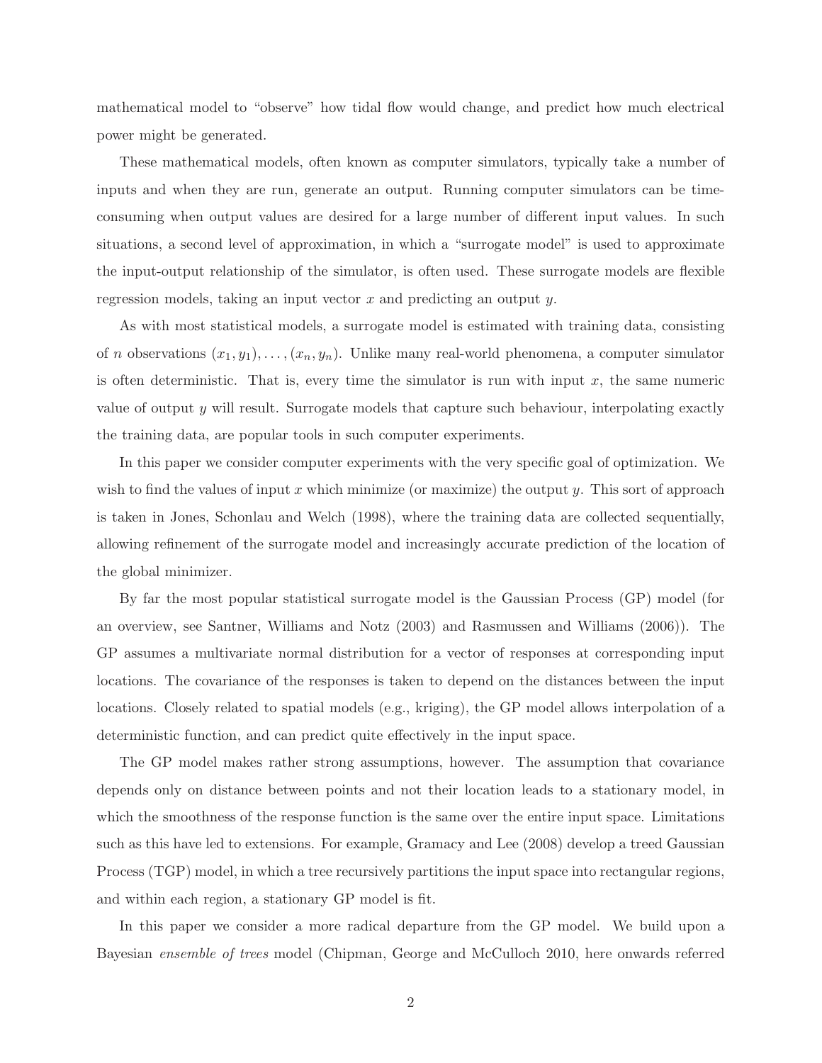mathematical model to "observe" how tidal flow would change, and predict how much electrical power might be generated.

These mathematical models, often known as computer simulators, typically take a number of inputs and when they are run, generate an output. Running computer simulators can be time-consuming when output values are desired for a large number of different input values. In such situations, a second level of approximation, in which a "surrogate model" is used to approximate the input-output relationship of the simulator, is often used. These surrogate models are flexible regression models, taking an input vector $x$ and predicting an output $y$.

As with most statistical models, a surrogate model is estimated with training data, consisting of $n$ observations $(x_1, y_1), \ldots, (x_n, y_n)$. Unlike many real-world phenomena, a computer simulator is often deterministic. That is, every time the simulator is run with input $x$, the same numeric value of output $y$ will result. Surrogate models that capture such behaviour, interpolating exactly the training data, are popular tools in such computer experiments.

In this paper we consider computer experiments with the very specific goal of optimization. We wish to find the values of input $x$ which minimize (or maximize) the output $y$. This sort of approach is taken in Jones, Schonlau and Welch (1998), where the training data are collected sequentially, allowing refinement of the surrogate model and increasingly accurate prediction of the location of the global minimizer.

By far the most popular statistical surrogate model is the Gaussian Process (GP) model (for an overview, see Santner, Williams and Notz (2003) and Rasmussen and Williams (2006)). The GP assumes a multivariate normal distribution for a vector of responses at corresponding input locations. The covariance of the responses is taken to depend on the distances between the input locations. Closely related to spatial models (e.g., kriging), the GP model allows interpolation of a deterministic function, and can predict quite effectively in the input space.

The GP model makes rather strong assumptions, however. The assumption that covariance depends only on distance between points and not their location leads to a stationary model, in which the smoothness of the response function is the same over the entire input space. Limitations such as this have led to extensions. For example, Gramacy and Lee (2008) develop a treed Gaussian Process (TGP) model, in which a tree recursively partitions the input space into rectangular regions, and within each region, a stationary GP model is fit.

In this paper we consider a more radical departure from the GP model. We build upon a Bayesian *ensemble of trees* model (Chipman, George and McCulloch 2010, here onwards referred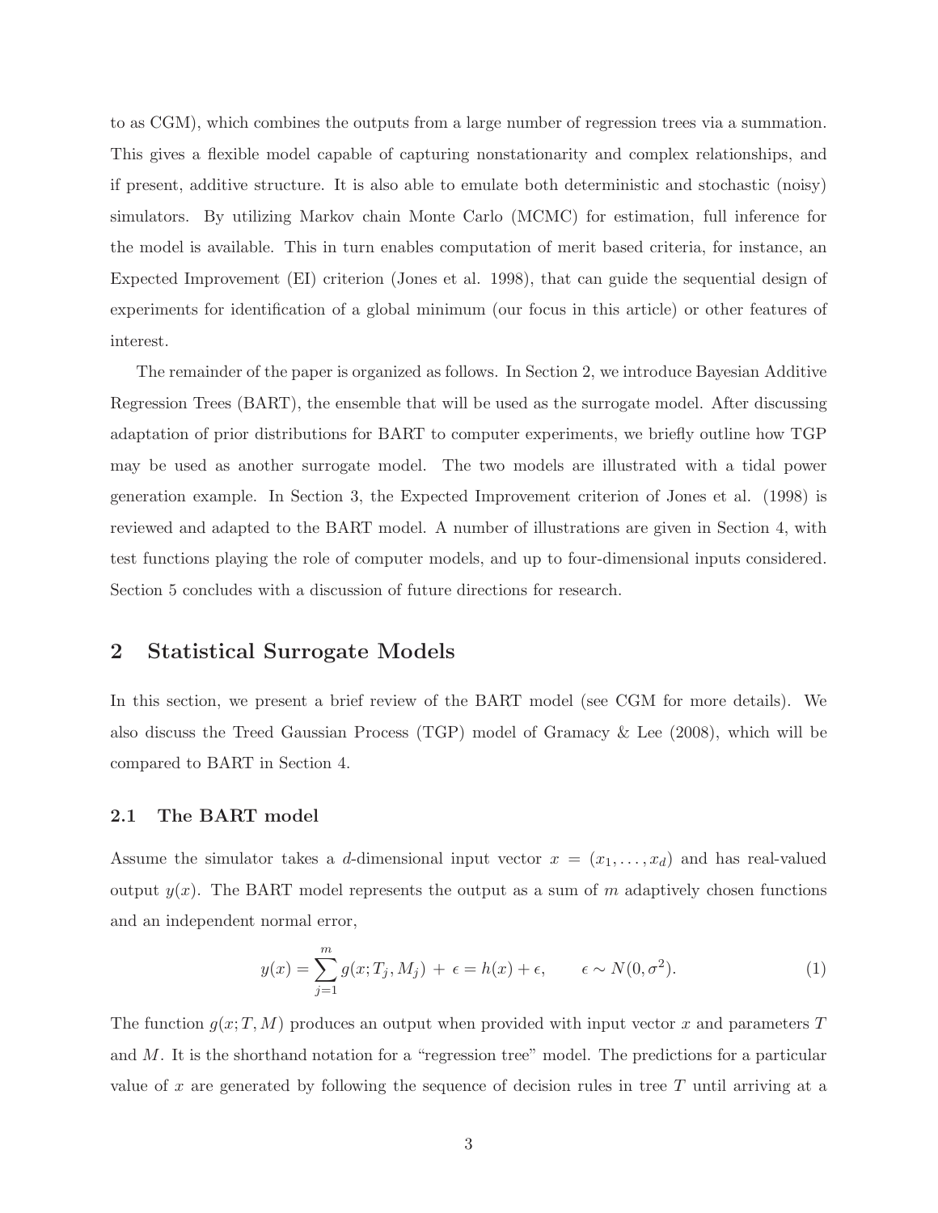to as CGM), which combines the outputs from a large number of regression trees via a summation. This gives a flexible model capable of capturing nonstationarity and complex relationships, and if present, additive structure. It is also able to emulate both deterministic and stochastic (noisy) simulators. By utilizing Markov chain Monte Carlo (MCMC) for estimation, full inference for the model is available. This in turn enables computation of merit based criteria, for instance, an Expected Improvement (EI) criterion (Jones et al. 1998), that can guide the sequential design of experiments for identification of a global minimum (our focus in this article) or other features of interest.

The remainder of the paper is organized as follows. In Section 2, we introduce Bayesian Additive Regression Trees (BART), the ensemble that will be used as the surrogate model. After discussing adaptation of prior distributions for BART to computer experiments, we briefly outline how TGP may be used as another surrogate model. The two models are illustrated with a tidal power generation example. In Section 3, the Expected Improvement criterion of Jones et al. (1998) is reviewed and adapted to the BART model. A number of illustrations are given in Section 4, with test functions playing the role of computer models, and up to four-dimensional inputs considered. Section 5 concludes with a discussion of future directions for research.

## 2 Statistical Surrogate Models

In this section, we present a brief review of the BART model (see CGM for more details). We also discuss the Treed Gaussian Process (TGP) model of Gramacy & Lee (2008), which will be compared to BART in Section 4.

### 2.1 The BART model

Assume the simulator takes a $d$-dimensional input vector $x = (x_1, \ldots, x_d)$ and has real-valued output $y(x)$. The BART model represents the output as a sum of $m$ adaptively chosen functions and an independent normal error,

$$y(x) = \sum_{j=1}^{m} g(x; T_j, M_j) \, + \, \epsilon = h(x) + \epsilon, \qquad \epsilon \sim N(0, \sigma^2). \tag{1}$$

The function $g(x; T, M)$ produces an output when provided with input vector $x$ and parameters $T$ and $M$. It is the shorthand notation for a "regression tree" model. The predictions for a particular value of $x$ are generated by following the sequence of decision rules in tree $T$ until arriving at a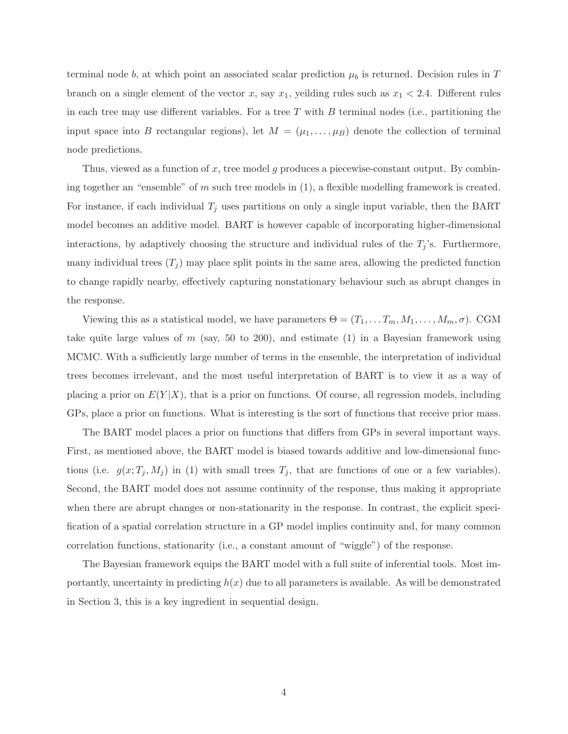terminal node $b$, at which point an associated scalar prediction $\mu_b$ is returned. Decision rules in $T$ branch on a single element of the vector $x$, say $x_1$, yeilding rules such as $x_1 < 2.4$. Different rules in each tree may use different variables. For a tree $T$ with $B$ terminal nodes (i.e., partitioning the input space into $B$ rectangular regions), let $M = (\mu_1, \ldots, \mu_B)$ denote the collection of terminal node predictions.

Thus, viewed as a function of $x$, tree model $g$ produces a piecewise-constant output. By combining together an "ensemble" of $m$ such tree models in (1), a flexible modelling framework is created. For instance, if each individual $T_j$ uses partitions on only a single input variable, then the BART model becomes an additive model. BART is however capable of incorporating higher-dimensional interactions, by adaptively choosing the structure and individual rules of the $T_j$'s. Furthermore, many individual trees ($T_j$) may place split points in the same area, allowing the predicted function to change rapidly nearby, effectively capturing nonstationary behaviour such as abrupt changes in the response.

Viewing this as a statistical model, we have parameters $\Theta = (T_1, \ldots T_m, M_1, \ldots, M_m, \sigma)$. CGM take quite large values of $m$ (say, 50 to 200), and estimate (1) in a Bayesian framework using MCMC. With a sufficiently large number of terms in the ensemble, the interpretation of individual trees becomes irrelevant, and the most useful interpretation of BART is to view it as a way of placing a prior on $E(Y|X)$, that is a prior on functions. Of course, all regression models, including GPs, place a prior on functions. What is interesting is the sort of functions that receive prior mass.

The BART model places a prior on functions that differs from GPs in several important ways. First, as mentioned above, the BART model is biased towards additive and low-dimensional functions (i.e. $g(x; T_j, M_j)$ in (1) with small trees $T_j$, that are functions of one or a few variables). Second, the BART model does not assume continuity of the response, thus making it appropriate when there are abrupt changes or non-stationarity in the response. In contrast, the explicit specification of a spatial correlation structure in a GP model implies continuity and, for many common correlation functions, stationarity (i.e., a constant amount of "wiggle") of the response.

The Bayesian framework equips the BART model with a full suite of inferential tools. Most importantly, uncertainty in predicting $h(x)$ due to all parameters is available. As will be demonstrated in Section 3, this is a key ingredient in sequential design.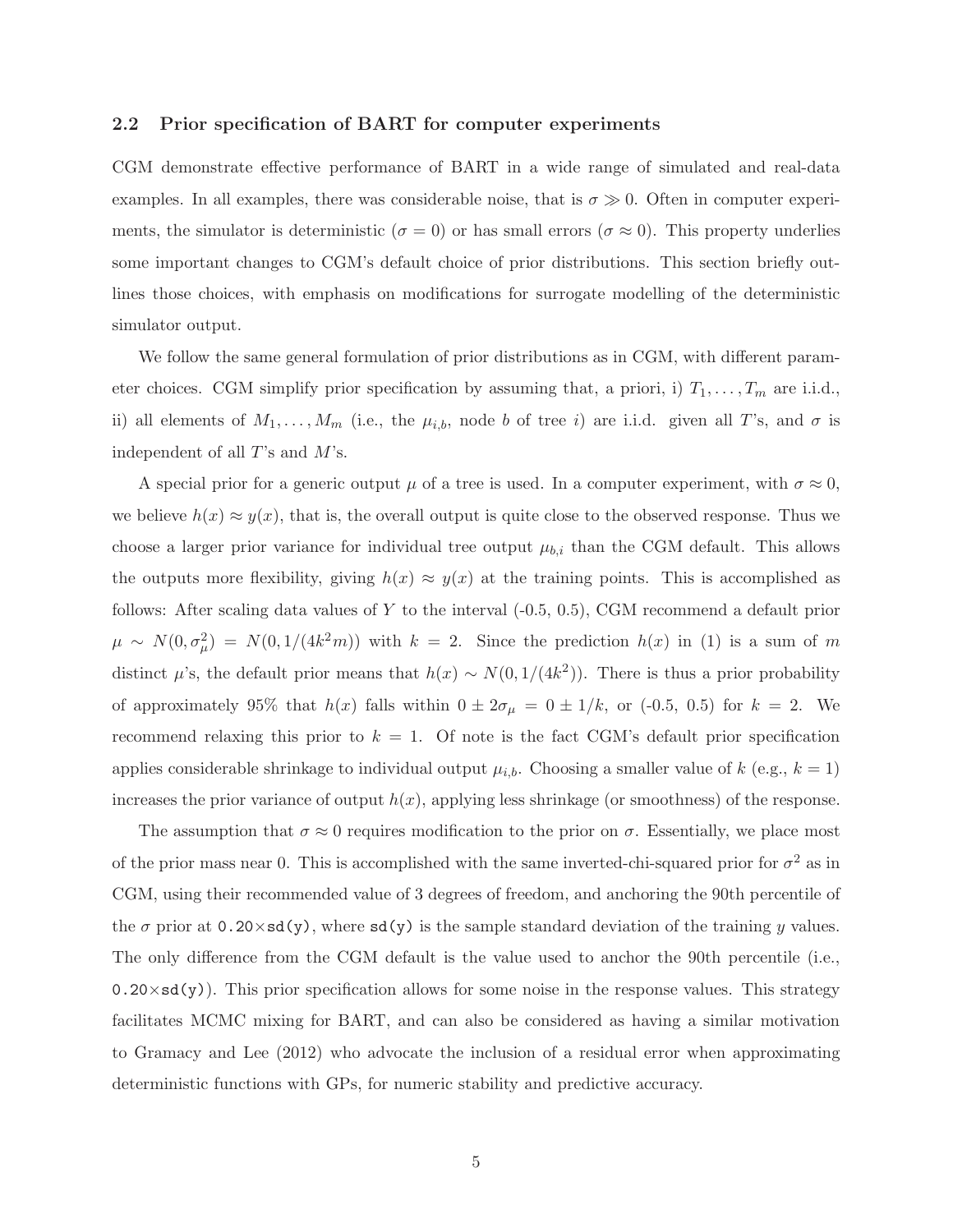### 2.2 Prior specification of BART for computer experiments

CGM demonstrate effective performance of BART in a wide range of simulated and real-data examples. In all examples, there was considerable noise, that is $\sigma \gg 0$. Often in computer experiments, the simulator is deterministic ($\sigma = 0$) or has small errors ($\sigma \approx 0$). This property underlies some important changes to CGM's default choice of prior distributions. This section briefly outlines those choices, with emphasis on modifications for surrogate modelling of the deterministic simulator output.

We follow the same general formulation of prior distributions as in CGM, with different parameter choices. CGM simplify prior specification by assuming that, a priori, i) $T_1, \ldots, T_m$ are i.i.d., ii) all elements of $M_1, \ldots, M_m$ (i.e., the $\mu_{i,b}$, node $b$ of tree $i$) are i.i.d. given all $T$'s, and $\sigma$ is independent of all $T$'s and $M$'s.

A special prior for a generic output $\mu$ of a tree is used. In a computer experiment, with $\sigma \approx 0$, we believe $h(x) \approx y(x)$, that is, the overall output is quite close to the observed response. Thus we choose a larger prior variance for individual tree output $\mu_{b,i}$ than the CGM default. This allows the outputs more flexibility, giving $h(x) \approx y(x)$ at the training points. This is accomplished as follows: After scaling data values of $Y$ to the interval (-0.5, 0.5), CGM recommend a default prior $\mu \sim N(0, \sigma_\mu^2) = N(0, 1/(4k^2 m))$ with $k = 2$. Since the prediction $h(x)$ in (1) is a sum of $m$ distinct $\mu$'s, the default prior means that $h(x) \sim N(0, 1/(4k^2))$. There is thus a prior probability of approximately 95% that $h(x)$ falls within $0 \pm 2\sigma_\mu = 0 \pm 1/k$, or (-0.5, 0.5) for $k = 2$. We recommend relaxing this prior to $k = 1$. Of note is the fact CGM's default prior specification applies considerable shrinkage to individual output $\mu_{i,b}$. Choosing a smaller value of $k$ (e.g., $k = 1$) increases the prior variance of output $h(x)$, applying less shrinkage (or smoothness) of the response.

The assumption that $\sigma \approx 0$ requires modification to the prior on $\sigma$. Essentially, we place most of the prior mass near 0. This is accomplished with the same inverted-chi-squared prior for $\sigma^2$ as in CGM, using their recommended value of 3 degrees of freedom, and anchoring the 90th percentile of the $\sigma$ prior at `0.20`$\times$`sd(y)`, where `sd(y)` is the sample standard deviation of the training $y$ values. The only difference from the CGM default is the value used to anchor the 90th percentile (i.e., `0.20`$\times$`sd(y)`). This prior specification allows for some noise in the response values. This strategy facilitates MCMC mixing for BART, and can also be considered as having a similar motivation to Gramacy and Lee (2012) who advocate the inclusion of a residual error when approximating deterministic functions with GPs, for numeric stability and predictive accuracy.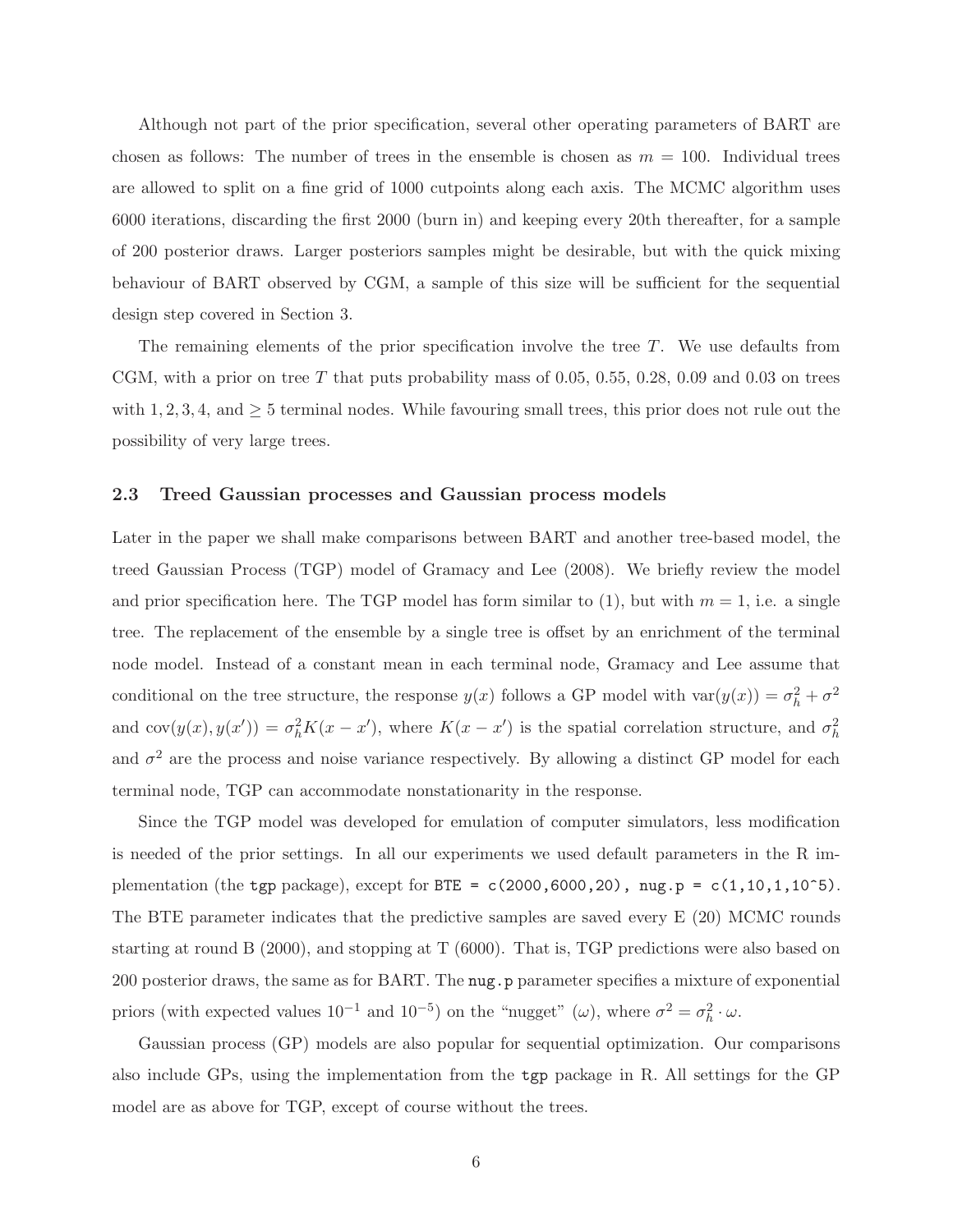Although not part of the prior specification, several other operating parameters of BART are chosen as follows: The number of trees in the ensemble is chosen as $m = 100$. Individual trees are allowed to split on a fine grid of 1000 cutpoints along each axis. The MCMC algorithm uses 6000 iterations, discarding the first 2000 (burn in) and keeping every 20th thereafter, for a sample of 200 posterior draws. Larger posteriors samples might be desirable, but with the quick mixing behaviour of BART observed by CGM, a sample of this size will be sufficient for the sequential design step covered in Section 3.

The remaining elements of the prior specification involve the tree $T$. We use defaults from CGM, with a prior on tree $T$ that puts probability mass of 0.05, 0.55, 0.28, 0.09 and 0.03 on trees with $1, 2, 3, 4$, and $\geq 5$ terminal nodes. While favouring small trees, this prior does not rule out the possibility of very large trees.

### 2.3 Treed Gaussian processes and Gaussian process models

Later in the paper we shall make comparisons between BART and another tree-based model, the treed Gaussian Process (TGP) model of Gramacy and Lee (2008). We briefly review the model and prior specification here. The TGP model has form similar to (1), but with $m = 1$, i.e. a single tree. The replacement of the ensemble by a single tree is offset by an enrichment of the terminal node model. Instead of a constant mean in each terminal node, Gramacy and Lee assume that conditional on the tree structure, the response $y(x)$ follows a GP model with $\text{var}(y(x)) = \sigma_h^2 + \sigma^2$ and $\text{cov}(y(x), y(x')) = \sigma_h^2 K(x - x')$, where $K(x - x')$ is the spatial correlation structure, and $\sigma_h^2$ and $\sigma^2$ are the process and noise variance respectively. By allowing a distinct GP model for each terminal node, TGP can accommodate nonstationarity in the response.

Since the TGP model was developed for emulation of computer simulators, less modification is needed of the prior settings. In all our experiments we used default parameters in the R implementation (the `tgp` package), except for `BTE = c(2000,6000,20), nug.p = c(1,10,1,10^5)`. The BTE parameter indicates that the predictive samples are saved every E (20) MCMC rounds starting at round B (2000), and stopping at T (6000). That is, TGP predictions were also based on 200 posterior draws, the same as for BART. The `nug.p` parameter specifies a mixture of exponential priors (with expected values $10^{-1}$ and $10^{-5}$) on the "nugget" ($\omega$), where $\sigma^2 = \sigma_h^2 \cdot \omega$.

Gaussian process (GP) models are also popular for sequential optimization. Our comparisons also include GPs, using the implementation from the `tgp` package in R. All settings for the GP model are as above for TGP, except of course without the trees.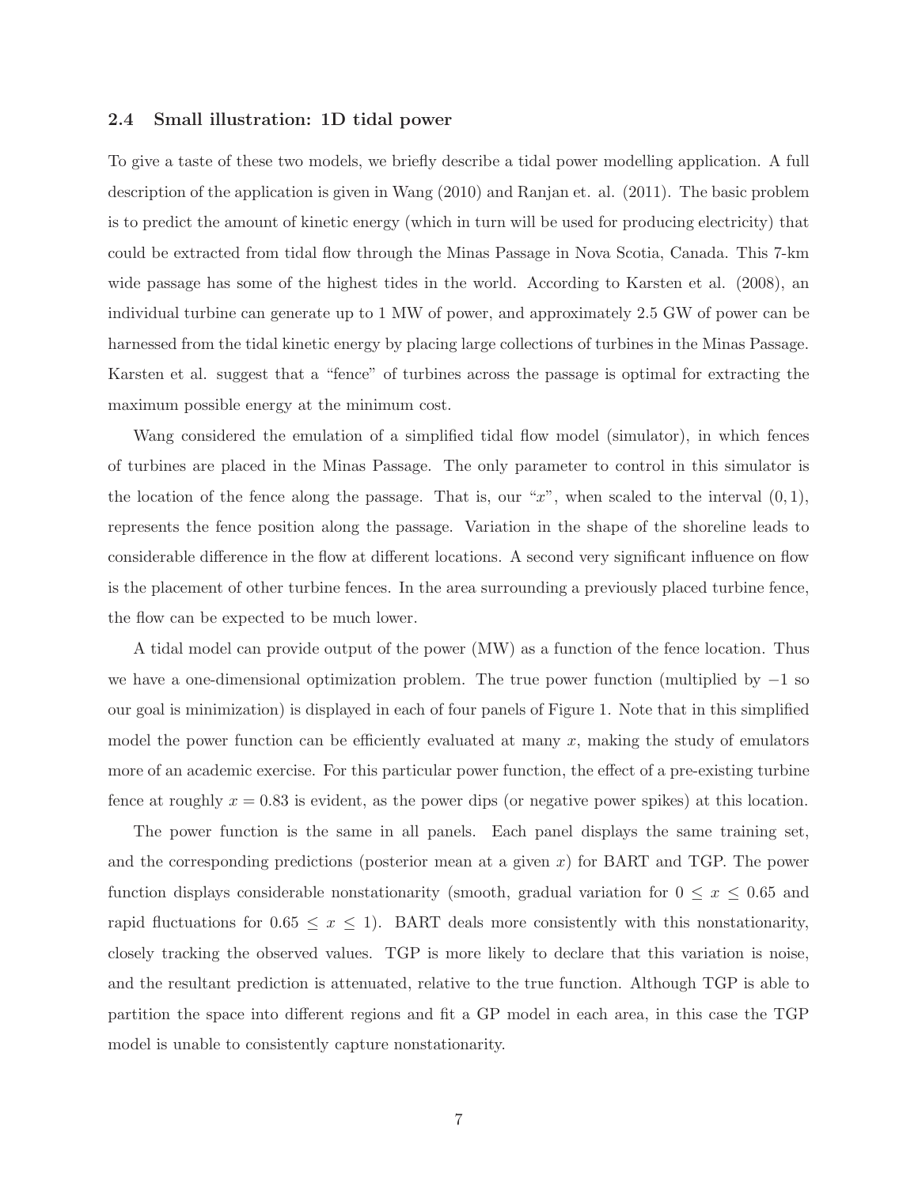### 2.4 Small illustration: 1D tidal power

To give a taste of these two models, we briefly describe a tidal power modelling application. A full description of the application is given in Wang (2010) and Ranjan et. al. (2011). The basic problem is to predict the amount of kinetic energy (which in turn will be used for producing electricity) that could be extracted from tidal flow through the Minas Passage in Nova Scotia, Canada. This 7-km wide passage has some of the highest tides in the world. According to Karsten et al. (2008), an individual turbine can generate up to 1 MW of power, and approximately 2.5 GW of power can be harnessed from the tidal kinetic energy by placing large collections of turbines in the Minas Passage. Karsten et al. suggest that a "fence" of turbines across the passage is optimal for extracting the maximum possible energy at the minimum cost.

Wang considered the emulation of a simplified tidal flow model (simulator), in which fences of turbines are placed in the Minas Passage. The only parameter to control in this simulator is the location of the fence along the passage. That is, our "$x$", when scaled to the interval $(0, 1)$, represents the fence position along the passage. Variation in the shape of the shoreline leads to considerable difference in the flow at different locations. A second very significant influence on flow is the placement of other turbine fences. In the area surrounding a previously placed turbine fence, the flow can be expected to be much lower.

A tidal model can provide output of the power (MW) as a function of the fence location. Thus we have a one-dimensional optimization problem. The true power function (multiplied by $-1$ so our goal is minimization) is displayed in each of four panels of Figure 1. Note that in this simplified model the power function can be efficiently evaluated at many $x$, making the study of emulators more of an academic exercise. For this particular power function, the effect of a pre-existing turbine fence at roughly $x = 0.83$ is evident, as the power dips (or negative power spikes) at this location.

The power function is the same in all panels. Each panel displays the same training set, and the corresponding predictions (posterior mean at a given $x$) for BART and TGP. The power function displays considerable nonstationarity (smooth, gradual variation for $0 \leq x \leq 0.65$ and rapid fluctuations for $0.65 \leq x \leq 1$). BART deals more consistently with this nonstationarity, closely tracking the observed values. TGP is more likely to declare that this variation is noise, and the resultant prediction is attenuated, relative to the true function. Although TGP is able to partition the space into different regions and fit a GP model in each area, in this case the TGP model is unable to consistently capture nonstationarity.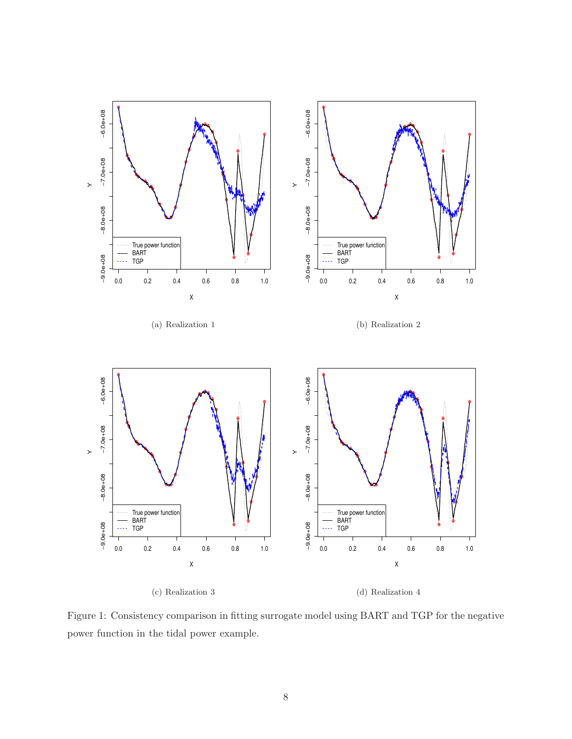Y

X

−9.0e+08

−8.0e+08

−7.0e+08

−6.0e+08

0.0 0.2 0.4 0.6 0.8 1.0

True power function
BART
TGP

(a) Realization 1

Y

X

−9.0e+08

−8.0e+08

−7.0e+08

−6.0e+08

0.0 0.2 0.4 0.6 0.8 1.0

True power function
BART
TGP

(b) Realization 2

Y

X

−9.0e+08

−8.0e+08

−7.0e+08

−6.0e+08

0.0 0.2 0.4 0.6 0.8 1.0

True power function
BART
TGP

(c) Realization 3

Y

X

−9.0e+08

−8.0e+08

−7.0e+08

−6.0e+08

0.0 0.2 0.4 0.6 0.8 1.0

True power function
BART
TGP

(d) Realization 4

Figure 1: Consistency comparison in fitting surrogate model using BART and TGP for the negative power function in the tidal power example.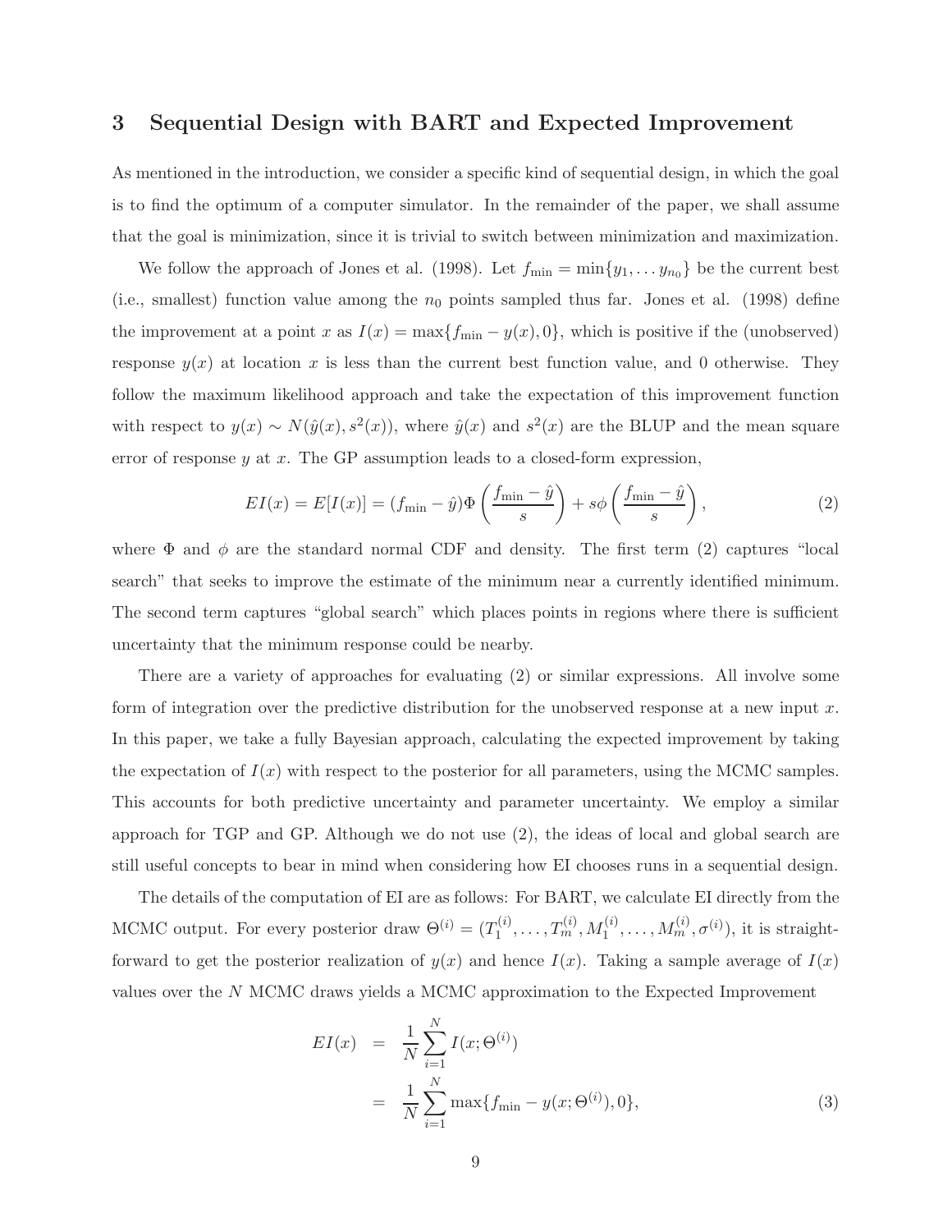## 3 Sequential Design with BART and Expected Improvement

As mentioned in the introduction, we consider a specific kind of sequential design, in which the goal is to find the optimum of a computer simulator. In the remainder of the paper, we shall assume that the goal is minimization, since it is trivial to switch between minimization and maximization.

We follow the approach of Jones et al. (1998). Let $f_{\min} = \min\{y_1, \dots y_{n_0}\}$ be the current best (i.e., smallest) function value among the $n_0$ points sampled thus far. Jones et al. (1998) define the improvement at a point $x$ as $I(x) = \max\{f_{\min} - y(x), 0\}$, which is positive if the (unobserved) response $y(x)$ at location $x$ is less than the current best function value, and 0 otherwise. They follow the maximum likelihood approach and take the expectation of this improvement function with respect to $y(x) \sim N(\hat{y}(x), s^2(x))$, where $\hat{y}(x)$ and $s^2(x)$ are the BLUP and the mean square error of response $y$ at $x$. The GP assumption leads to a closed-form expression,

$$EI(x) = E[I(x)] = (f_{\min} - \hat{y})\Phi\left(\frac{f_{\min} - \hat{y}}{s}\right) + s\phi\left(\frac{f_{\min} - \hat{y}}{s}\right), \tag{2}$$

where $\Phi$ and $\phi$ are the standard normal CDF and density. The first term (2) captures "local search" that seeks to improve the estimate of the minimum near a currently identified minimum. The second term captures "global search" which places points in regions where there is sufficient uncertainty that the minimum response could be nearby.

There are a variety of approaches for evaluating (2) or similar expressions. All involve some form of integration over the predictive distribution for the unobserved response at a new input $x$. In this paper, we take a fully Bayesian approach, calculating the expected improvement by taking the expectation of $I(x)$ with respect to the posterior for all parameters, using the MCMC samples. This accounts for both predictive uncertainty and parameter uncertainty. We employ a similar approach for TGP and GP. Although we do not use (2), the ideas of local and global search are still useful concepts to bear in mind when considering how EI chooses runs in a sequential design.

The details of the computation of EI are as follows: For BART, we calculate EI directly from the MCMC output. For every posterior draw $\Theta^{(i)} = (T_1^{(i)}, \dots, T_m^{(i)}, M_1^{(i)}, \dots, M_m^{(i)}, \sigma^{(i)})$, it is straightforward to get the posterior realization of $y(x)$ and hence $I(x)$. Taking a sample average of $I(x)$ values over the $N$ MCMC draws yields a MCMC approximation to the Expected Improvement

$$\begin{aligned} EI(x) &= \frac{1}{N}\sum_{i=1}^{N} I(x; \Theta^{(i)}) \\ &= \frac{1}{N}\sum_{i=1}^{N} \max\{f_{\min} - y(x; \Theta^{(i)}), 0\}, \end{aligned} \tag{3}$$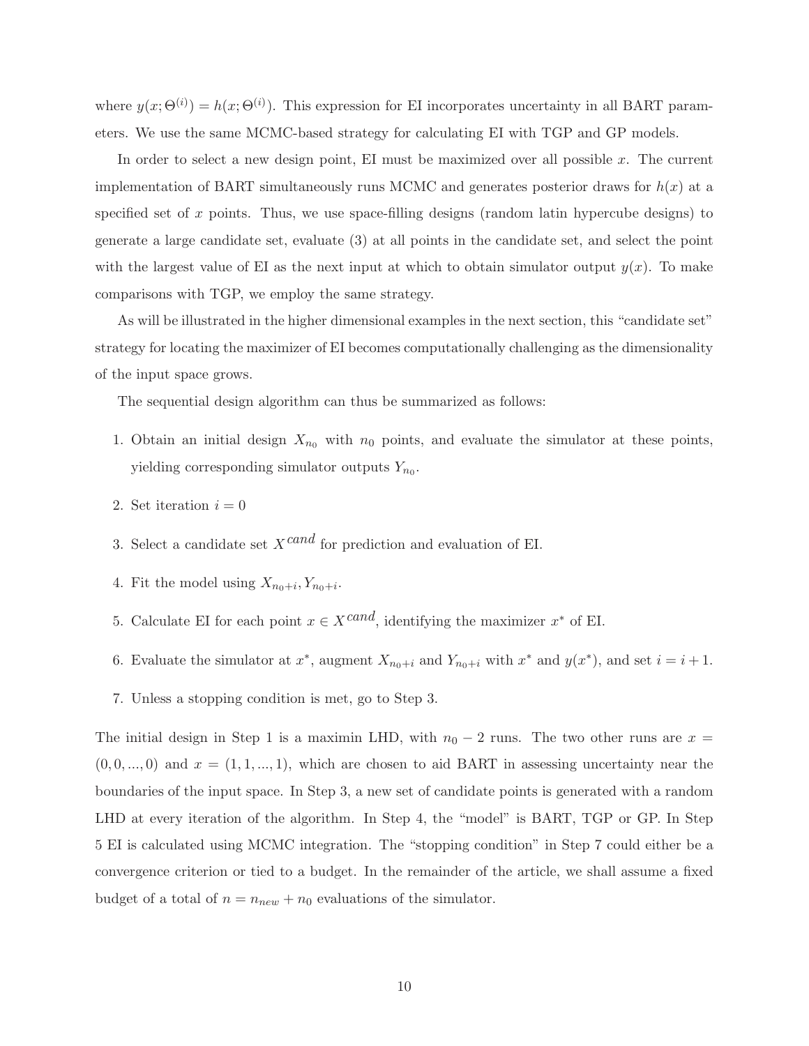where $y(x; \Theta^{(i)}) = h(x; \Theta^{(i)})$. This expression for EI incorporates uncertainty in all BART parameters. We use the same MCMC-based strategy for calculating EI with TGP and GP models.

In order to select a new design point, EI must be maximized over all possible $x$. The current implementation of BART simultaneously runs MCMC and generates posterior draws for $h(x)$ at a specified set of $x$ points. Thus, we use space-filling designs (random latin hypercube designs) to generate a large candidate set, evaluate (3) at all points in the candidate set, and select the point with the largest value of EI as the next input at which to obtain simulator output $y(x)$. To make comparisons with TGP, we employ the same strategy.

As will be illustrated in the higher dimensional examples in the next section, this "candidate set" strategy for locating the maximizer of EI becomes computationally challenging as the dimensionality of the input space grows.

The sequential design algorithm can thus be summarized as follows:

1. Obtain an initial design $X_{n_0}$ with $n_0$ points, and evaluate the simulator at these points, yielding corresponding simulator outputs $Y_{n_0}$.
2. Set iteration $i = 0$
3. Select a candidate set $X^{cand}$ for prediction and evaluation of EI.
4. Fit the model using $X_{n_0+i}, Y_{n_0+i}$.
5. Calculate EI for each point $x \in X^{cand}$, identifying the maximizer $x^*$ of EI.
6. Evaluate the simulator at $x^*$, augment $X_{n_0+i}$ and $Y_{n_0+i}$ with $x^*$ and $y(x^*)$, and set $i = i + 1$.
7. Unless a stopping condition is met, go to Step 3.

The initial design in Step 1 is a maximin LHD, with $n_0 - 2$ runs. The two other runs are $x = (0, 0, ..., 0)$ and $x = (1, 1, ..., 1)$, which are chosen to aid BART in assessing uncertainty near the boundaries of the input space. In Step 3, a new set of candidate points is generated with a random LHD at every iteration of the algorithm. In Step 4, the "model" is BART, TGP or GP. In Step 5 EI is calculated using MCMC integration. The "stopping condition" in Step 7 could either be a convergence criterion or tied to a budget. In the remainder of the article, we shall assume a fixed budget of a total of $n = n_{new} + n_0$ evaluations of the simulator.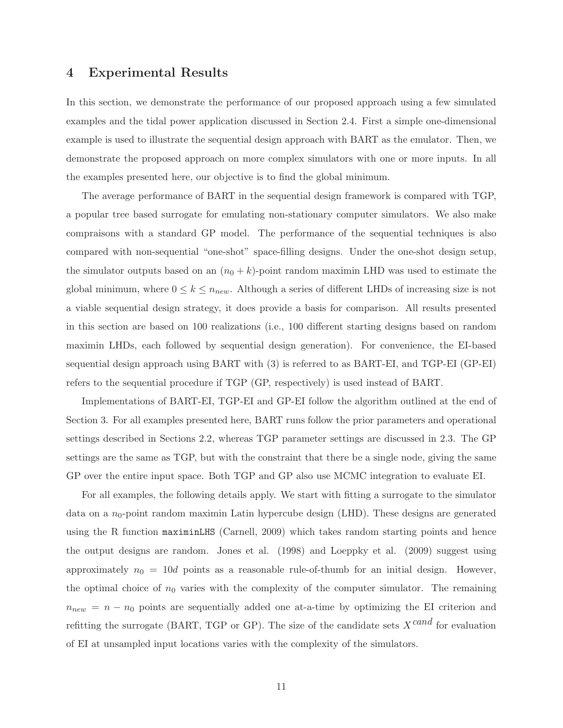## 4 Experimental Results

In this section, we demonstrate the performance of our proposed approach using a few simulated examples and the tidal power application discussed in Section 2.4. First a simple one-dimensional example is used to illustrate the sequential design approach with BART as the emulator. Then, we demonstrate the proposed approach on more complex simulators with one or more inputs. In all the examples presented here, our objective is to find the global minimum.

The average performance of BART in the sequential design framework is compared with TGP, a popular tree based surrogate for emulating non-stationary computer simulators. We also make compraisons with a standard GP model. The performance of the sequential techniques is also compared with non-sequential "one-shot" space-filling designs. Under the one-shot design setup, the simulator outputs based on an $(n_0 + k)$-point random maximin LHD was used to estimate the global minimum, where $0 \leq k \leq n_{new}$. Although a series of different LHDs of increasing size is not a viable sequential design strategy, it does provide a basis for comparison. All results presented in this section are based on 100 realizations (i.e., 100 different starting designs based on random maximin LHDs, each followed by sequential design generation). For convenience, the EI-based sequential design approach using BART with (3) is referred to as BART-EI, and TGP-EI (GP-EI) refers to the sequential procedure if TGP (GP, respectively) is used instead of BART.

Implementations of BART-EI, TGP-EI and GP-EI follow the algorithm outlined at the end of Section 3. For all examples presented here, BART runs follow the prior parameters and operational settings described in Sections 2.2, whereas TGP parameter settings are discussed in 2.3. The GP settings are the same as TGP, but with the constraint that there be a single node, giving the same GP over the entire input space. Both TGP and GP also use MCMC integration to evaluate EI.

For all examples, the following details apply. We start with fitting a surrogate to the simulator data on a $n_0$-point random maximin Latin hypercube design (LHD). These designs are generated using the R function `maximinLHS` (Carnell, 2009) which takes random starting points and hence the output designs are random. Jones et al. (1998) and Loeppky et al. (2009) suggest using approximately $n_0 = 10d$ points as a reasonable rule-of-thumb for an initial design. However, the optimal choice of $n_0$ varies with the complexity of the computer simulator. The remaining $n_{new} = n - n_0$ points are sequentially added one at-a-time by optimizing the EI criterion and refitting the surrogate (BART, TGP or GP). The size of the candidate sets $X^{cand}$ for evaluation of EI at unsampled input locations varies with the complexity of the simulators.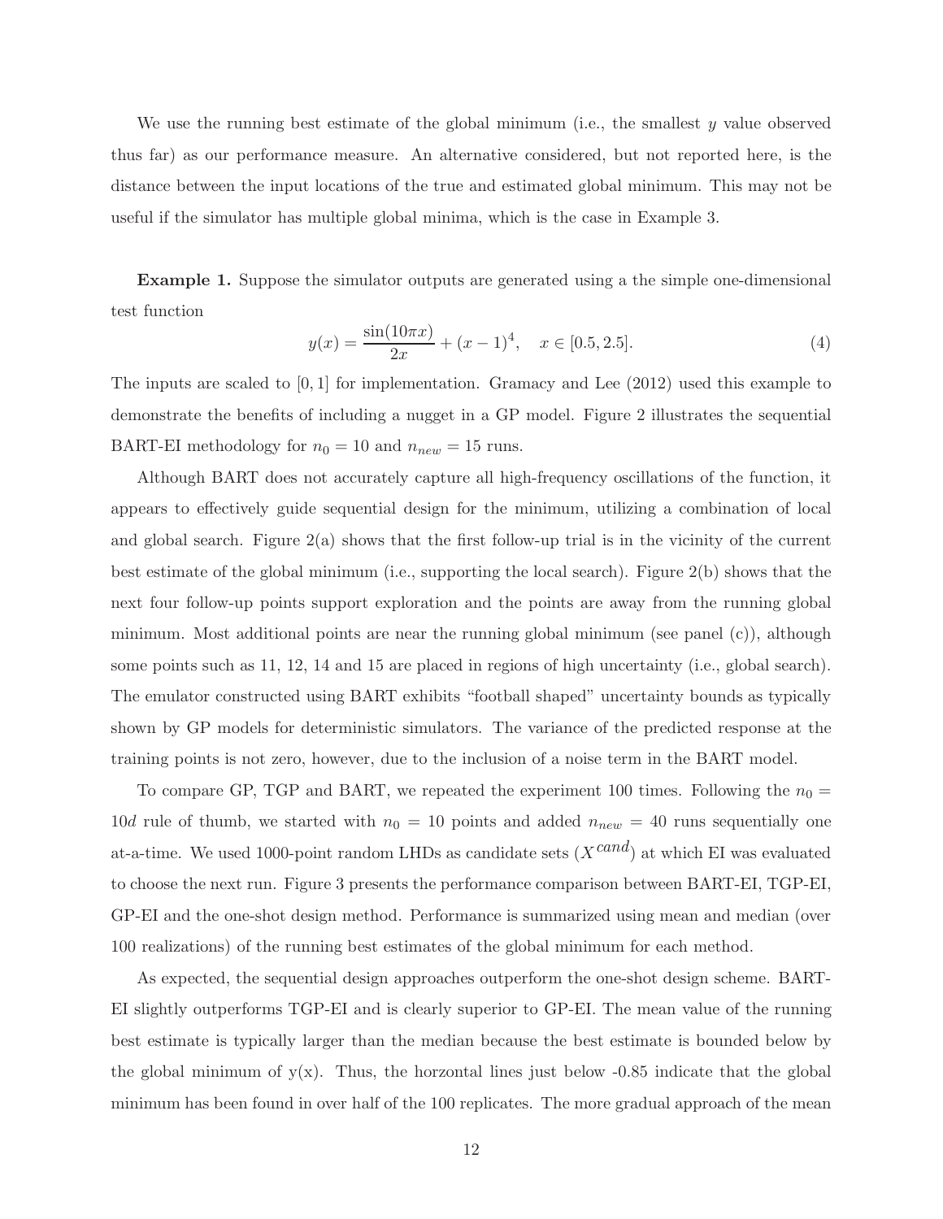We use the running best estimate of the global minimum (i.e., the smallest $y$ value observed thus far) as our performance measure. An alternative considered, but not reported here, is the distance between the input locations of the true and estimated global minimum. This may not be useful if the simulator has multiple global minima, which is the case in Example 3.

**Example 1.** Suppose the simulator outputs are generated using a the simple one-dimensional test function

$$y(x) = \frac{\sin(10\pi x)}{2x} + (x-1)^4, \quad x \in [0.5, 2.5]. \tag{4}$$

The inputs are scaled to $[0, 1]$ for implementation. Gramacy and Lee (2012) used this example to demonstrate the benefits of including a nugget in a GP model. Figure 2 illustrates the sequential BART-EI methodology for $n_0 = 10$ and $n_{new} = 15$ runs.

Although BART does not accurately capture all high-frequency oscillations of the function, it appears to effectively guide sequential design for the minimum, utilizing a combination of local and global search. Figure 2(a) shows that the first follow-up trial is in the vicinity of the current best estimate of the global minimum (i.e., supporting the local search). Figure 2(b) shows that the next four follow-up points support exploration and the points are away from the running global minimum. Most additional points are near the running global minimum (see panel (c)), although some points such as 11, 12, 14 and 15 are placed in regions of high uncertainty (i.e., global search). The emulator constructed using BART exhibits "football shaped" uncertainty bounds as typically shown by GP models for deterministic simulators. The variance of the predicted response at the training points is not zero, however, due to the inclusion of a noise term in the BART model.

To compare GP, TGP and BART, we repeated the experiment 100 times. Following the $n_0 = 10d$ rule of thumb, we started with $n_0 = 10$ points and added $n_{new} = 40$ runs sequentially one at-a-time. We used 1000-point random LHDs as candidate sets ($X^{cand}$) at which EI was evaluated to choose the next run. Figure 3 presents the performance comparison between BART-EI, TGP-EI, GP-EI and the one-shot design method. Performance is summarized using mean and median (over 100 realizations) of the running best estimates of the global minimum for each method.

As expected, the sequential design approaches outperform the one-shot design scheme. BART-EI slightly outperforms TGP-EI and is clearly superior to GP-EI. The mean value of the running best estimate is typically larger than the median because the best estimate is bounded below by the global minimum of y(x). Thus, the horzontal lines just below -0.85 indicate that the global minimum has been found in over half of the 100 replicates. The more gradual approach of the mean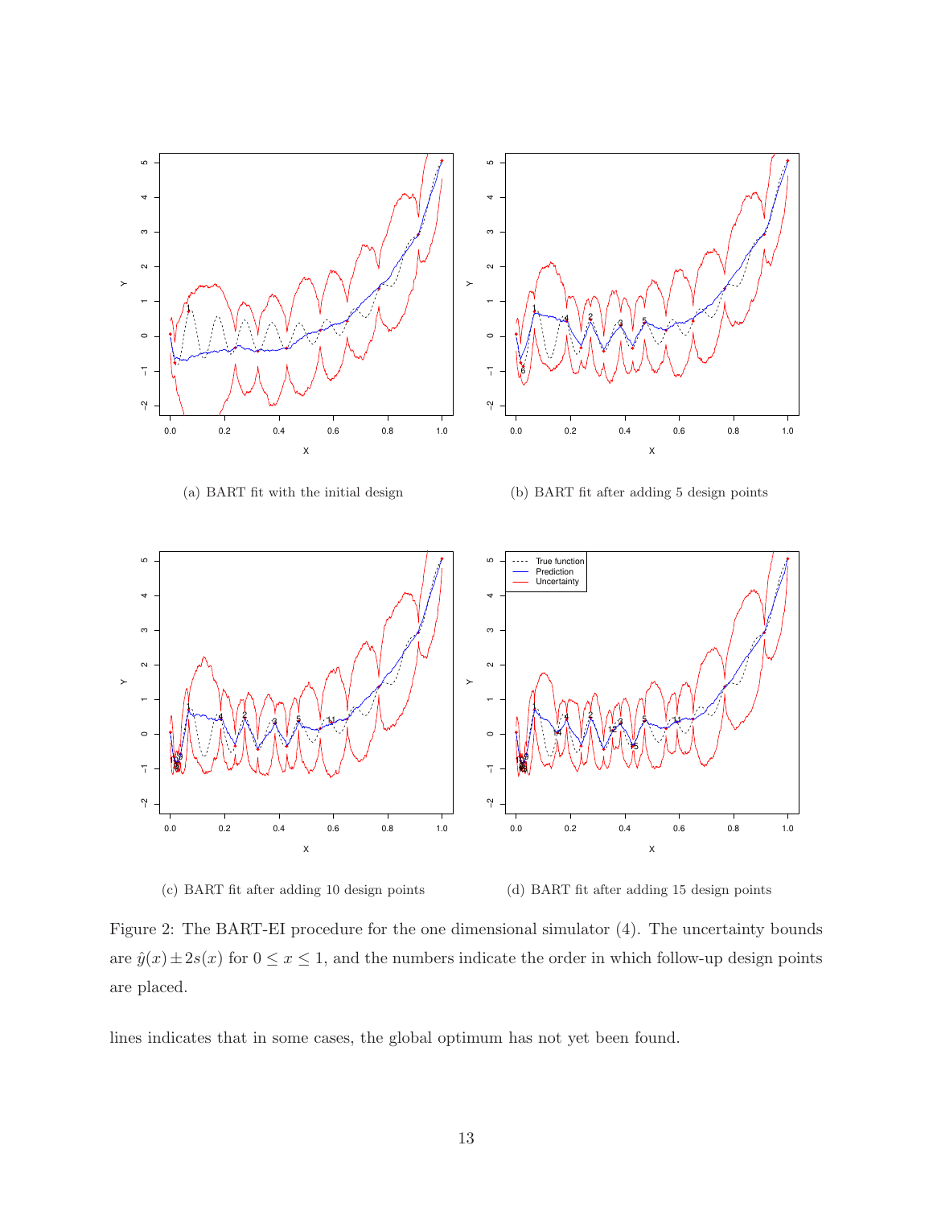(a) BART fit with the initial design

(b) BART fit after adding 5 design points

(c) BART fit after adding 10 design points

(d) BART fit after adding 15 design points

Figure 2: The BART-EI procedure for the one dimensional simulator (4). The uncertainty bounds are $\hat{y}(x) \pm 2s(x)$ for $0 \leq x \leq 1$, and the numbers indicate the order in which follow-up design points are placed.

lines indicates that in some cases, the global optimum has not yet been found.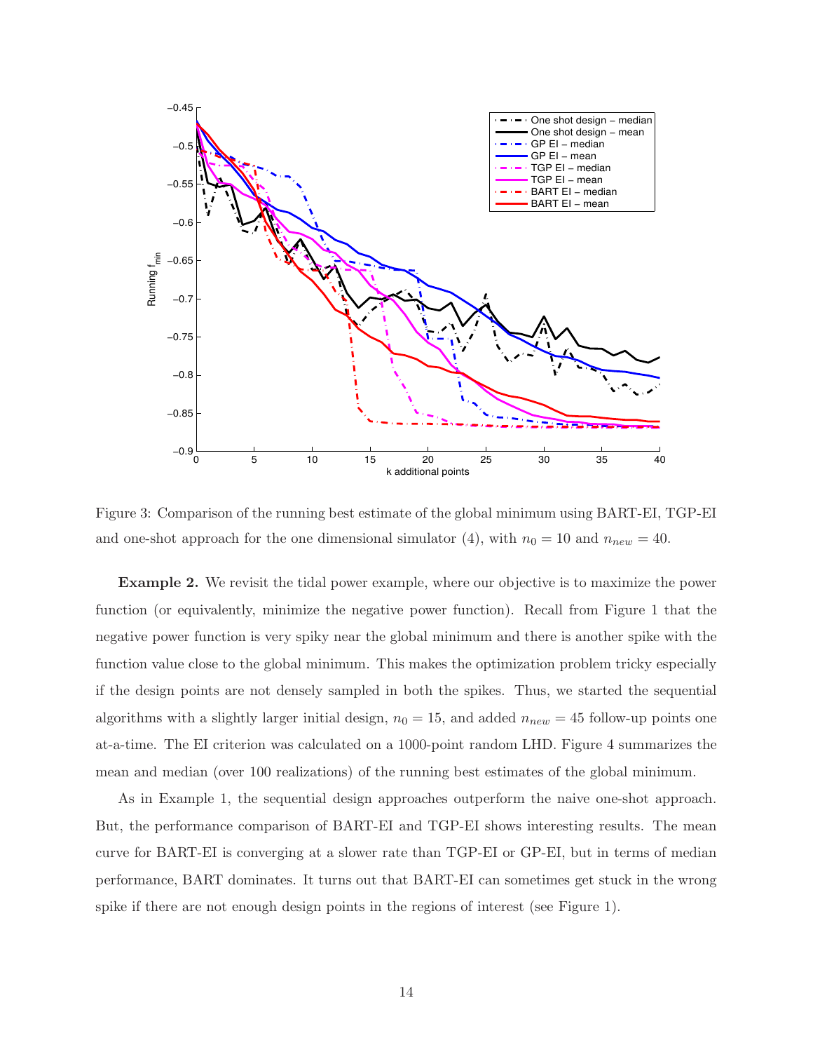-0.45
-0.5
-0.55
-0.6
-0.65
-0.7
-0.75
-0.8
-0.85
-0.9

Running $f_{min}$

0 5 10 15 20 25 30 35 40

k additional points

One shot design – median
One shot design – mean
GP EI – median
GP EI – mean
TGP EI – median
TGP EI – mean
BART EI – median
BART EI – mean

Figure 3: Comparison of the running best estimate of the global minimum using BART-EI, TGP-EI and one-shot approach for the one dimensional simulator (4), with $n_0 = 10$ and $n_{new} = 40$.

**Example 2.** We revisit the tidal power example, where our objective is to maximize the power function (or equivalently, minimize the negative power function). Recall from Figure 1 that the negative power function is very spiky near the global minimum and there is another spike with the function value close to the global minimum. This makes the optimization problem tricky especially if the design points are not densely sampled in both the spikes. Thus, we started the sequential algorithms with a slightly larger initial design, $n_0 = 15$, and added $n_{new} = 45$ follow-up points one at-a-time. The EI criterion was calculated on a 1000-point random LHD. Figure 4 summarizes the mean and median (over 100 realizations) of the running best estimates of the global minimum.

As in Example 1, the sequential design approaches outperform the naive one-shot approach. But, the performance comparison of BART-EI and TGP-EI shows interesting results. The mean curve for BART-EI is converging at a slower rate than TGP-EI or GP-EI, but in terms of median performance, BART dominates. It turns out that BART-EI can sometimes get stuck in the wrong spike if there are not enough design points in the regions of interest (see Figure 1).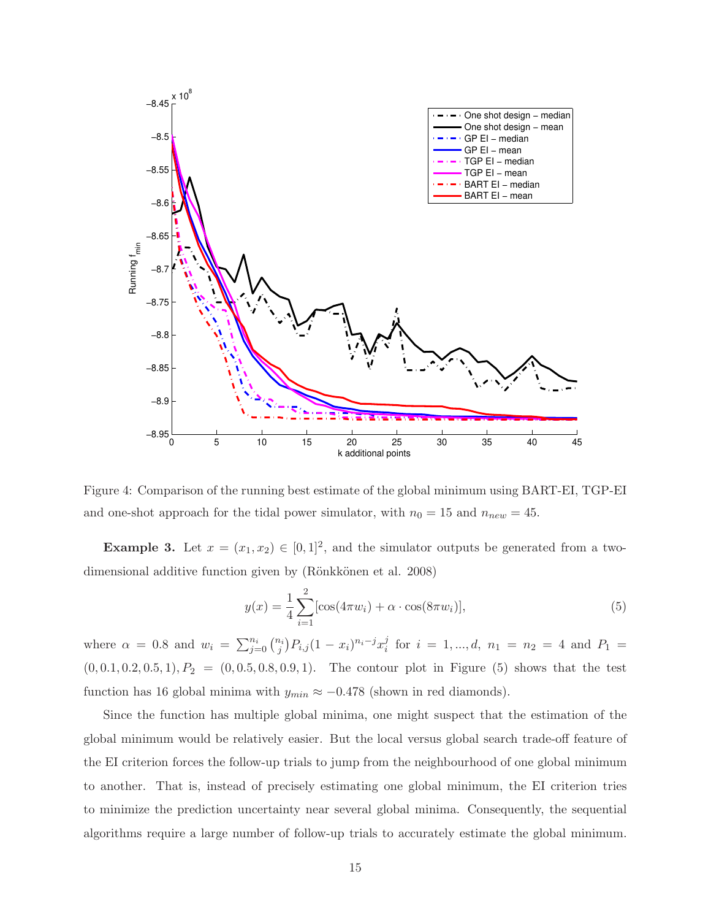x 10^8

-8.45
-8.5
-8.55
-8.6
-8.65
-8.7
-8.75
-8.8
-8.85
-8.9
-8.95

Running f_min

0 5 10 15 20 25 30 35 40 45

k additional points

One shot design – median
One shot design – mean
GP EI – median
GP EI – mean
TGP EI – median
TGP EI – mean
BART EI – median
BART EI – mean

Figure 4: Comparison of the running best estimate of the global minimum using BART-EI, TGP-EI and one-shot approach for the tidal power simulator, with $n_0 = 15$ and $n_{new} = 45$.

**Example 3.** Let $x = (x_1, x_2) \in [0, 1]^2$, and the simulator outputs be generated from a two-dimensional additive function given by (Rönkkönen et al. 2008)

$$y(x) = \frac{1}{4}\sum_{i=1}^{2}[\cos(4\pi w_i) + \alpha \cdot \cos(8\pi w_i)], \tag{5}$$

where $\alpha = 0.8$ and $w_i = \sum_{j=0}^{n_i}\binom{n_i}{j}P_{i,j}(1-x_i)^{n_i-j}x_i^j$ for $i = 1, ..., d$, $n_1 = n_2 = 4$ and $P_1 = (0, 0.1, 0.2, 0.5, 1), P_2 = (0, 0.5, 0.8, 0.9, 1)$. The contour plot in Figure (5) shows that the test function has 16 global minima with $y_{min} \approx -0.478$ (shown in red diamonds).

Since the function has multiple global minima, one might suspect that the estimation of the global minimum would be relatively easier. But the local versus global search trade-off feature of the EI criterion forces the follow-up trials to jump from the neighbourhood of one global minimum to another. That is, instead of precisely estimating one global minimum, the EI criterion tries to minimize the prediction uncertainty near several global minima. Consequently, the sequential algorithms require a large number of follow-up trials to accurately estimate the global minimum.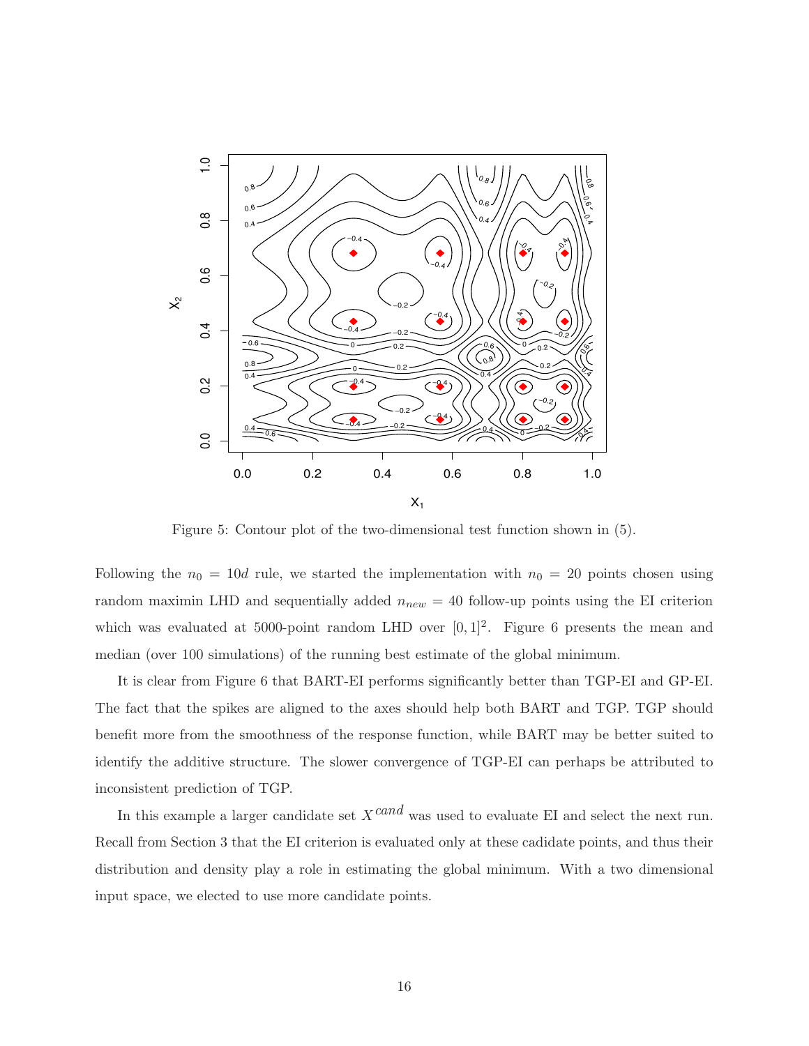X₁

X₂

0.0
0.2
0.4
0.6
0.8
1.0

0.0
0.2
0.4
0.6
0.8
1.0

Figure 5: Contour plot of the two-dimensional test function shown in (5).

Following the $n_0 = 10d$ rule, we started the implementation with $n_0 = 20$ points chosen using random maximin LHD and sequentially added $n_{new} = 40$ follow-up points using the EI criterion which was evaluated at 5000-point random LHD over $[0, 1]^2$. Figure 6 presents the mean and median (over 100 simulations) of the running best estimate of the global minimum.

It is clear from Figure 6 that BART-EI performs significantly better than TGP-EI and GP-EI. The fact that the spikes are aligned to the axes should help both BART and TGP. TGP should benefit more from the smoothness of the response function, while BART may be better suited to identify the additive structure. The slower convergence of TGP-EI can perhaps be attributed to inconsistent prediction of TGP.

In this example a larger candidate set $X^{cand}$ was used to evaluate EI and select the next run. Recall from Section 3 that the EI criterion is evaluated only at these cadidate points, and thus their distribution and density play a role in estimating the global minimum. With a two dimensional input space, we elected to use more candidate points.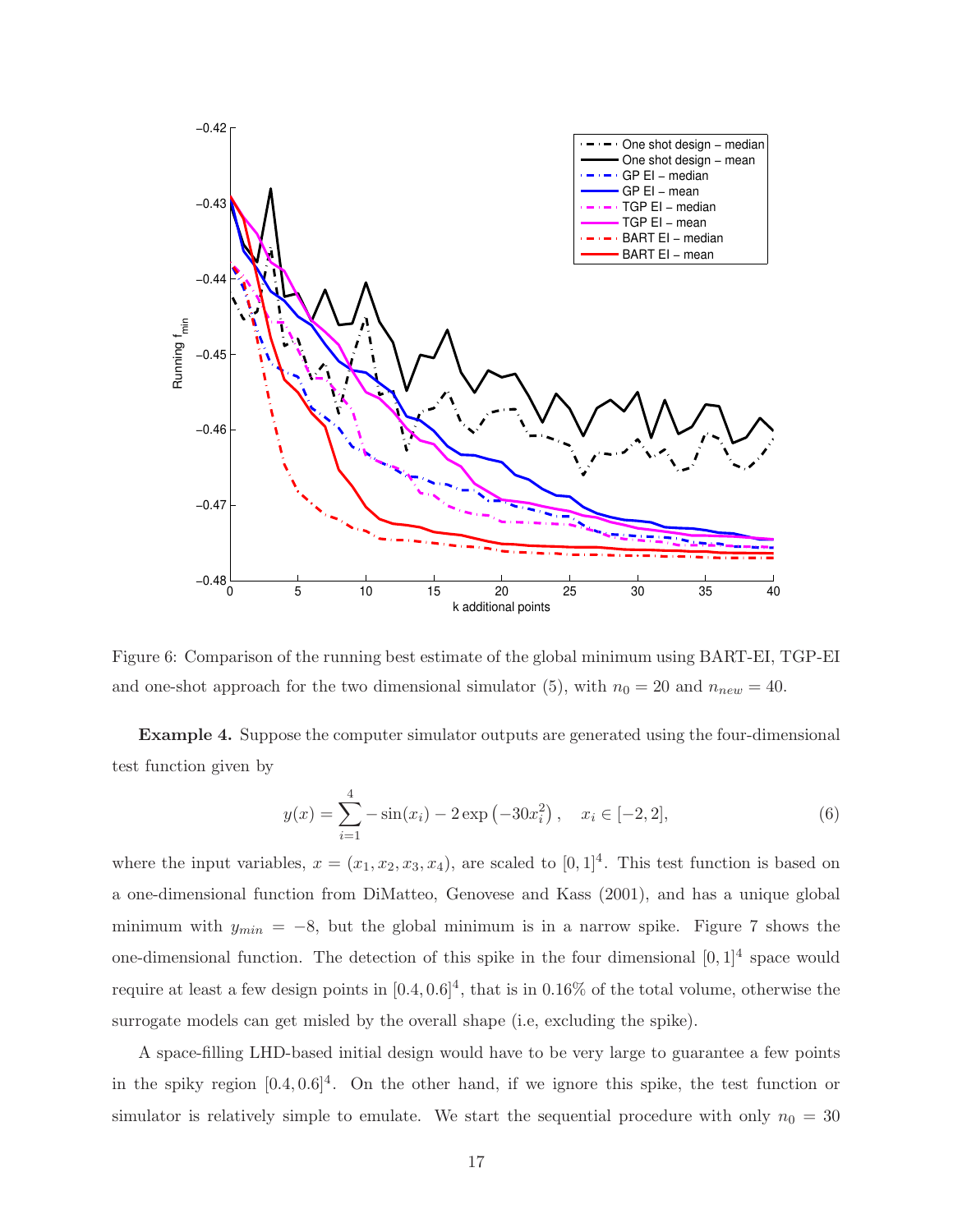−0.42

−0.43

−0.44

−0.45

−0.46

−0.47

−0.48

Running $f_{min}$

0 5 10 15 20 25 30 35 40

k additional points

One shot design − median

One shot design − mean

GP EI − median

GP EI − mean

TGP EI − median

TGP EI − mean

BART EI − median

BART EI − mean

Figure 6: Comparison of the running best estimate of the global minimum using BART-EI, TGP-EI and one-shot approach for the two dimensional simulator (5), with $n_0 = 20$ and $n_{new} = 40$.

**Example 4.** Suppose the computer simulator outputs are generated using the four-dimensional test function given by

$$y(x) = \sum_{i=1}^{4} -\sin(x_i) - 2\exp\left(-30x_i^2\right), \quad x_i \in [-2, 2], \tag{6}$$

where the input variables, $x = (x_1, x_2, x_3, x_4)$, are scaled to $[0, 1]^4$. This test function is based on a one-dimensional function from DiMatteo, Genovese and Kass (2001), and has a unique global minimum with $y_{min} = -8$, but the global minimum is in a narrow spike. Figure 7 shows the one-dimensional function. The detection of this spike in the four dimensional $[0, 1]^4$ space would require at least a few design points in $[0.4, 0.6]^4$, that is in 0.16% of the total volume, otherwise the surrogate models can get misled by the overall shape (i.e, excluding the spike).

A space-filling LHD-based initial design would have to be very large to guarantee a few points in the spiky region $[0.4, 0.6]^4$. On the other hand, if we ignore this spike, the test function or simulator is relatively simple to emulate. We start the sequential procedure with only $n_0 = 30$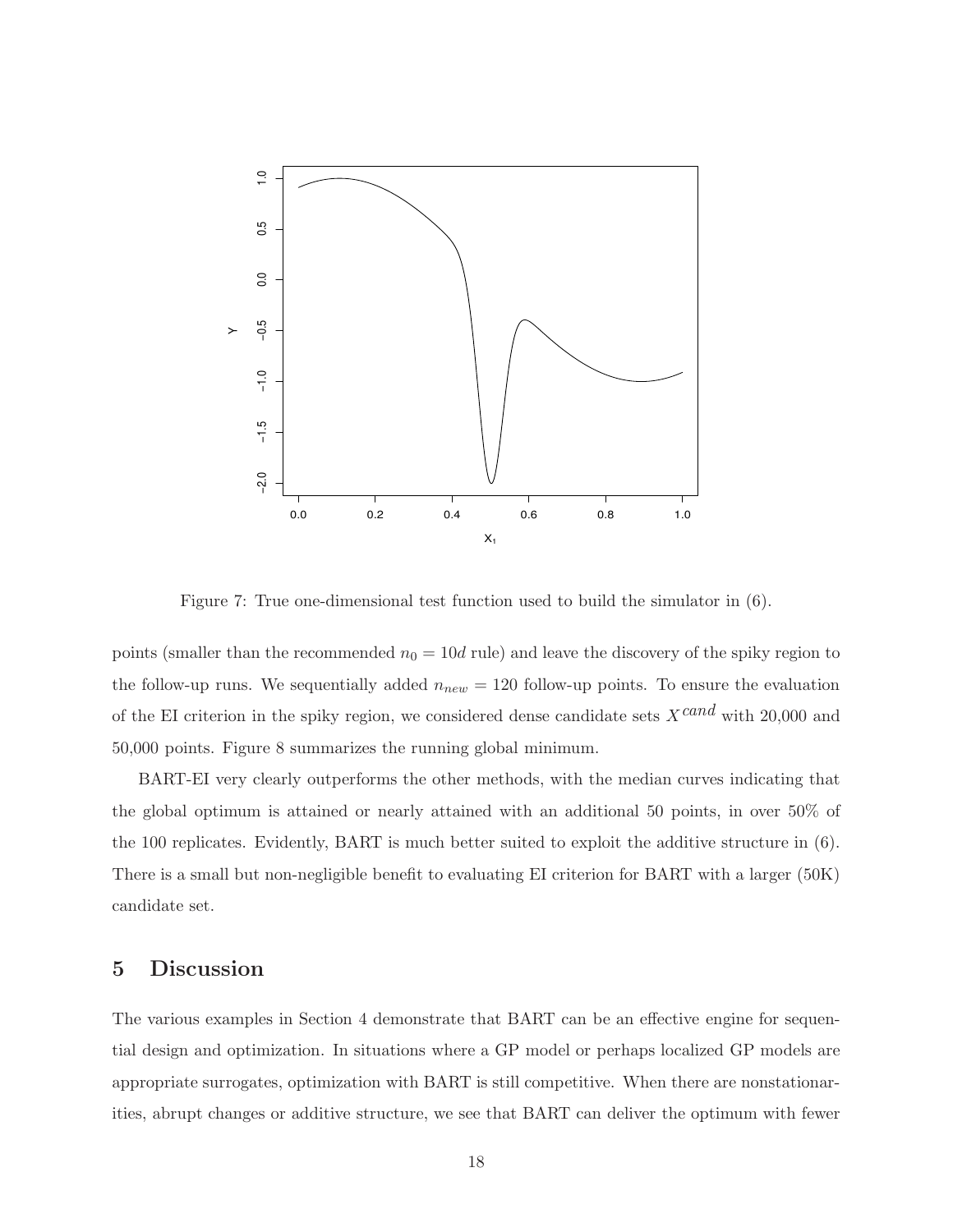1.0
0.5
0.0
−0.5
−1.0
−1.5
−2.0
Y
0.0
0.2
0.4
0.6
0.8
1.0
$X_1$

Figure 7: True one-dimensional test function used to build the simulator in (6).

points (smaller than the recommended $n_0 = 10d$ rule) and leave the discovery of the spiky region to the follow-up runs. We sequentially added $n_{new} = 120$ follow-up points. To ensure the evaluation of the EI criterion in the spiky region, we considered dense candidate sets $X^{cand}$ with 20,000 and 50,000 points. Figure 8 summarizes the running global minimum.

BART-EI very clearly outperforms the other methods, with the median curves indicating that the global optimum is attained or nearly attained with an additional 50 points, in over 50% of the 100 replicates. Evidently, BART is much better suited to exploit the additive structure in (6). There is a small but non-negligible benefit to evaluating EI criterion for BART with a larger (50K) candidate set.

# 5 Discussion

The various examples in Section 4 demonstrate that BART can be an effective engine for sequential design and optimization. In situations where a GP model or perhaps localized GP models are appropriate surrogates, optimization with BART is still competitive. When there are nonstationarities, abrupt changes or additive structure, we see that BART can deliver the optimum with fewer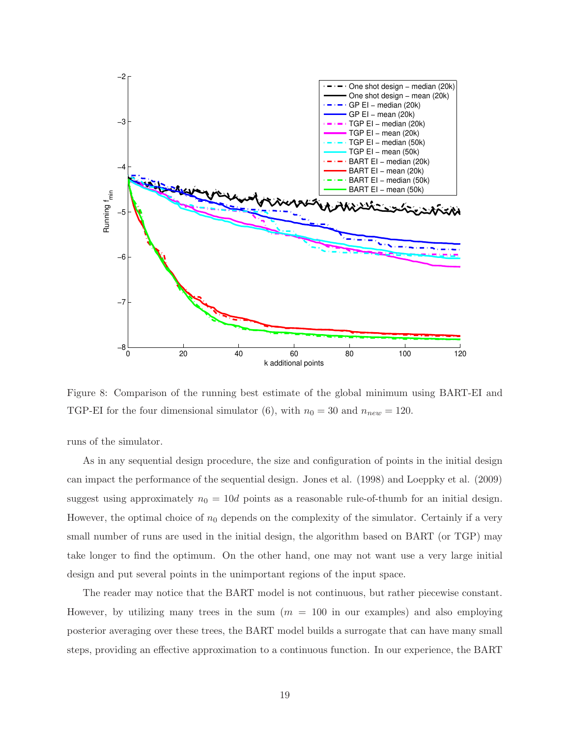One shot design – median (20k)
One shot design – mean (20k)
GP EI – median (20k)
GP EI – mean (20k)
TGP EI – median (20k)
TGP EI – mean (20k)
TGP EI – median (50k)
TGP EI – mean (50k)
BART EI – median (20k)
BART EI – mean (20k)
BART EI – median (50k)
BART EI – mean (50k)

Running $f_{min}$

k additional points

−2
−3
−4
−5
−6
−7
−8

0
20
40
60
80
100
120

Figure 8: Comparison of the running best estimate of the global minimum using BART-EI and TGP-EI for the four dimensional simulator (6), with $n_0 = 30$ and $n_{new} = 120$.

runs of the simulator.

As in any sequential design procedure, the size and configuration of points in the initial design can impact the performance of the sequential design. Jones et al. (1998) and Loeppky et al. (2009) suggest using approximately $n_0 = 10d$ points as a reasonable rule-of-thumb for an initial design. However, the optimal choice of $n_0$ depends on the complexity of the simulator. Certainly if a very small number of runs are used in the initial design, the algorithm based on BART (or TGP) may take longer to find the optimum. On the other hand, one may not want use a very large initial design and put several points in the unimportant regions of the input space.

The reader may notice that the BART model is not continuous, but rather piecewise constant. However, by utilizing many trees in the sum ($m = 100$ in our examples) and also employing posterior averaging over these trees, the BART model builds a surrogate that can have many small steps, providing an effective approximation to a continuous function. In our experience, the BART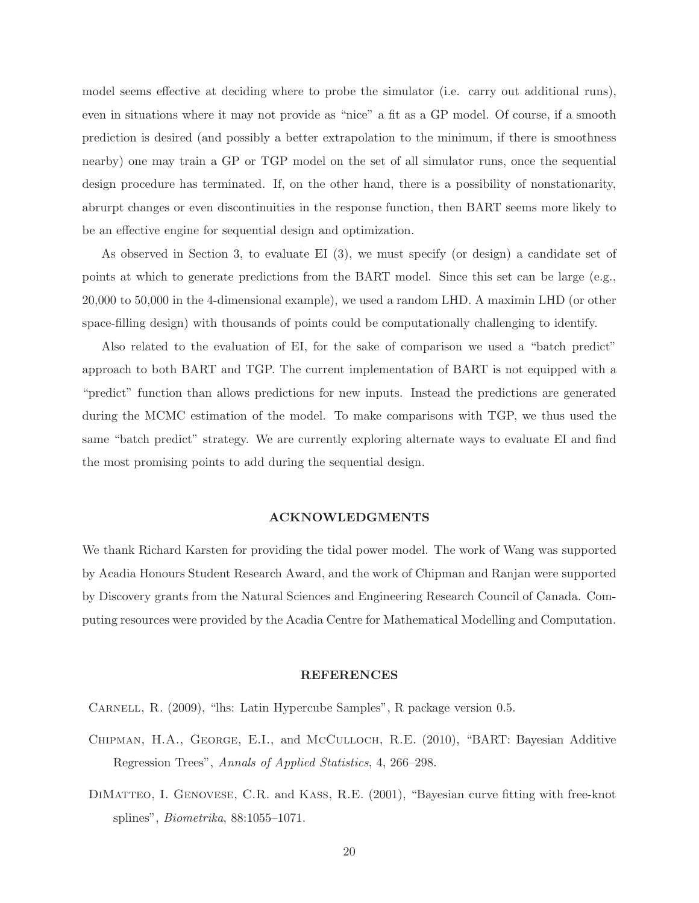model seems effective at deciding where to probe the simulator (i.e. carry out additional runs), even in situations where it may not provide as "nice" a fit as a GP model. Of course, if a smooth prediction is desired (and possibly a better extrapolation to the minimum, if there is smoothness nearby) one may train a GP or TGP model on the set of all simulator runs, once the sequential design procedure has terminated. If, on the other hand, there is a possibility of nonstationarity, abrurpt changes or even discontinuities in the response function, then BART seems more likely to be an effective engine for sequential design and optimization.

As observed in Section 3, to evaluate EI (3), we must specify (or design) a candidate set of points at which to generate predictions from the BART model. Since this set can be large (e.g., 20,000 to 50,000 in the 4-dimensional example), we used a random LHD. A maximin LHD (or other space-filling design) with thousands of points could be computationally challenging to identify.

Also related to the evaluation of EI, for the sake of comparison we used a "batch predict" approach to both BART and TGP. The current implementation of BART is not equipped with a "predict" function than allows predictions for new inputs. Instead the predictions are generated during the MCMC estimation of the model. To make comparisons with TGP, we thus used the same "batch predict" strategy. We are currently exploring alternate ways to evaluate EI and find the most promising points to add during the sequential design.

## ACKNOWLEDGMENTS

We thank Richard Karsten for providing the tidal power model. The work of Wang was supported by Acadia Honours Student Research Award, and the work of Chipman and Ranjan were supported by Discovery grants from the Natural Sciences and Engineering Research Council of Canada. Computing resources were provided by the Acadia Centre for Mathematical Modelling and Computation.

## REFERENCES

Carnell, R. (2009), "lhs: Latin Hypercube Samples", R package version 0.5.

Chipman, H.A., George, E.I., and McCulloch, R.E. (2010), "BART: Bayesian Additive Regression Trees", *Annals of Applied Statistics*, 4, 266–298.

DiMatteo, I. Genovese, C.R. and Kass, R.E. (2001), "Bayesian curve fitting with free-knot splines", *Biometrika*, 88:1055–1071.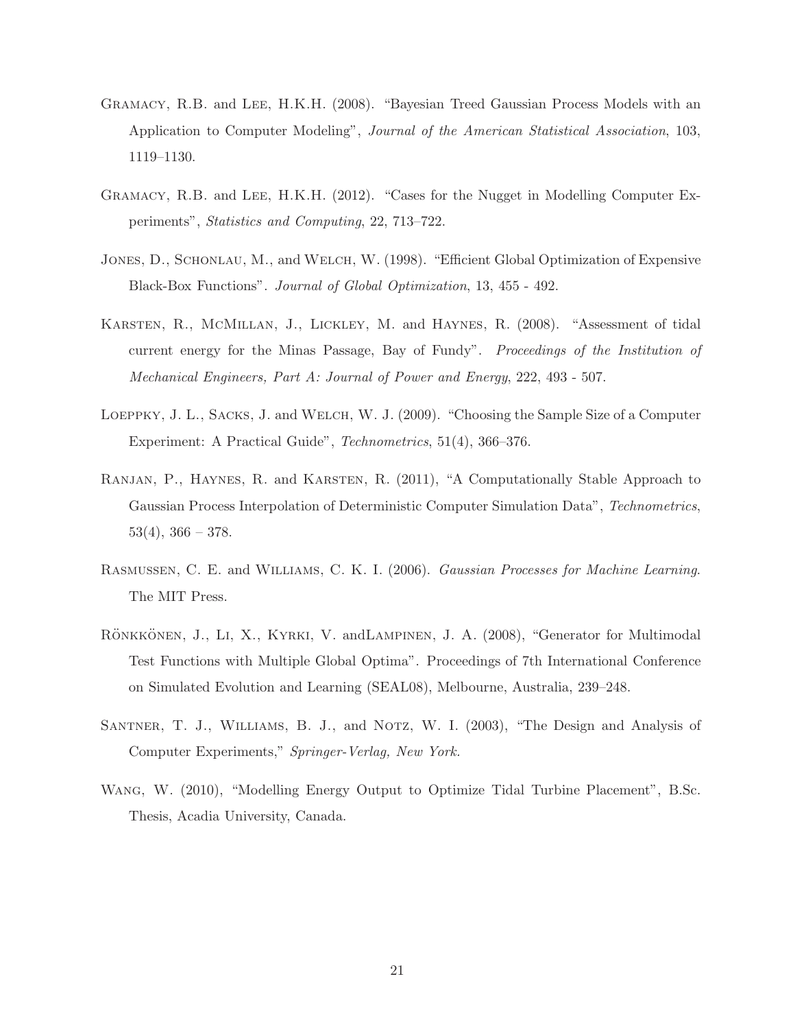Gramacy, R.B. and Lee, H.K.H. (2008). "Bayesian Treed Gaussian Process Models with an Application to Computer Modeling", *Journal of the American Statistical Association*, 103, 1119–1130.

Gramacy, R.B. and Lee, H.K.H. (2012). "Cases for the Nugget in Modelling Computer Experiments", *Statistics and Computing*, 22, 713–722.

Jones, D., Schonlau, M., and Welch, W. (1998). "Efficient Global Optimization of Expensive Black-Box Functions". *Journal of Global Optimization*, 13, 455 - 492.

Karsten, R., McMillan, J., Lickley, M. and Haynes, R. (2008). "Assessment of tidal current energy for the Minas Passage, Bay of Fundy". *Proceedings of the Institution of Mechanical Engineers, Part A: Journal of Power and Energy*, 222, 493 - 507.

Loeppky, J. L., Sacks, J. and Welch, W. J. (2009). "Choosing the Sample Size of a Computer Experiment: A Practical Guide", *Technometrics*, 51(4), 366–376.

Ranjan, P., Haynes, R. and Karsten, R. (2011), "A Computationally Stable Approach to Gaussian Process Interpolation of Deterministic Computer Simulation Data", *Technometrics*, 53(4), 366 – 378.

Rasmussen, C. E. and Williams, C. K. I. (2006). *Gaussian Processes for Machine Learning.* The MIT Press.

Rönkkönen, J., Li, X., Kyrki, V. andLampinen, J. A. (2008), "Generator for Multimodal Test Functions with Multiple Global Optima". Proceedings of 7th International Conference on Simulated Evolution and Learning (SEAL08), Melbourne, Australia, 239–248.

Santner, T. J., Williams, B. J., and Notz, W. I. (2003), "The Design and Analysis of Computer Experiments," *Springer-Verlag, New York.*

Wang, W. (2010), "Modelling Energy Output to Optimize Tidal Turbine Placement", B.Sc. Thesis, Acadia University, Canada.